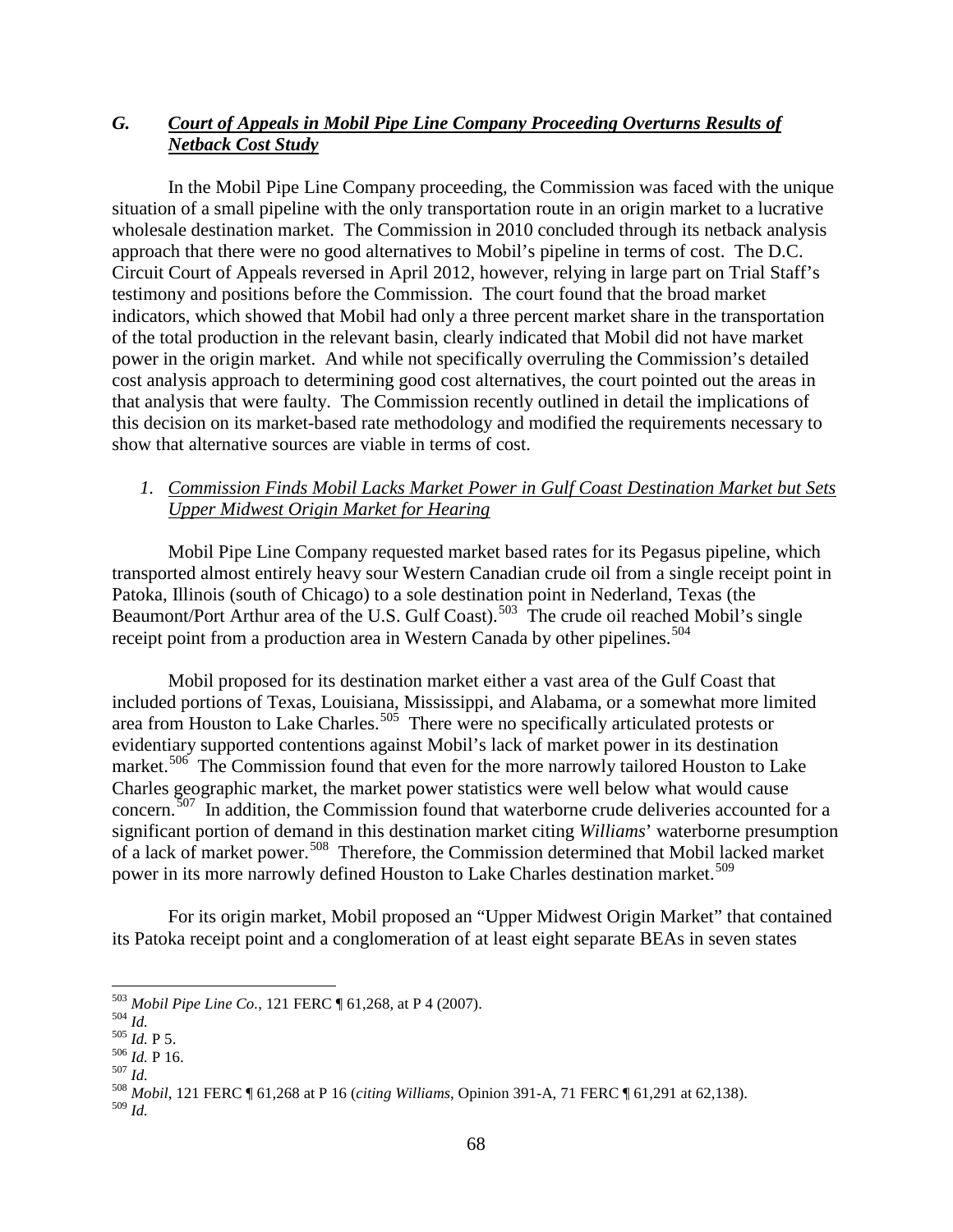## *G. Court of Appeals in Mobil Pipe Line Company Proceeding Overturns Results of Netback Cost Study*

In the Mobil Pipe Line Company proceeding, the Commission was faced with the unique situation of a small pipeline with the only transportation route in an origin market to a lucrative wholesale destination market. The Commission in 2010 concluded through its netback analysis approach that there were no good alternatives to Mobil's pipeline in terms of cost. The D.C. Circuit Court of Appeals reversed in April 2012, however, relying in large part on Trial Staff's testimony and positions before the Commission. The court found that the broad market indicators, which showed that Mobil had only a three percent market share in the transportation of the total production in the relevant basin, clearly indicated that Mobil did not have market power in the origin market. And while not specifically overruling the Commission's detailed cost analysis approach to determining good cost alternatives, the court pointed out the areas in that analysis that were faulty. The Commission recently outlined in detail the implications of this decision on its market-based rate methodology and modified the requirements necessary to show that alternative sources are viable in terms of cost.

### *1. Commission Finds Mobil Lacks Market Power in Gulf Coast Destination Market but Sets Upper Midwest Origin Market for Hearing*

Mobil Pipe Line Company requested market based rates for its Pegasus pipeline, which transported almost entirely heavy sour Western Canadian crude oil from a single receipt point in Patoka, Illinois (south of Chicago) to a sole destination point in Nederland, Texas (the Beaumont/Port Arthur area of the U.S. Gulf Coast).[503] The crude oil reached Mobil's single receipt point from a production area in Western Canada by other pipelines.[504]

Mobil proposed for its destination market either a vast area of the Gulf Coast that included portions of Texas, Louisiana, Mississippi, and Alabama, or a somewhat more limited area from Houston to Lake Charles.[505] There were no specifically articulated protests or evidentiary supported contentions against Mobil's lack of market power in its destination market.[506] The Commission found that even for the more narrowly tailored Houston to Lake Charles geographic market, the market power statistics were well below what would cause concern.[507] In addition, the Commission found that waterborne crude deliveries accounted for a significant portion of demand in this destination market citing *Williams*' waterborne presumption of a lack of market power.[508] Therefore, the Commission determined that Mobil lacked market power in its more narrowly defined Houston to Lake Charles destination market.[509]

For its origin market, Mobil proposed an "Upper Midwest Origin Market" that contained its Patoka receipt point and a conglomeration of at least eight separate BEAs in seven states

---

[503] *Mobil Pipe Line Co.*, 121 FERC ¶ 61,268, at P 4 (2007).
[504] *Id.*
[505] *Id.* P 5.
[506] *Id.* P 16.
[507] *Id.*
[508] *Mobil*, 121 FERC ¶ 61,268 at P 16 (*citing Williams*, Opinion 391-A, 71 FERC ¶ 61,291 at 62,138).
[509] *Id.*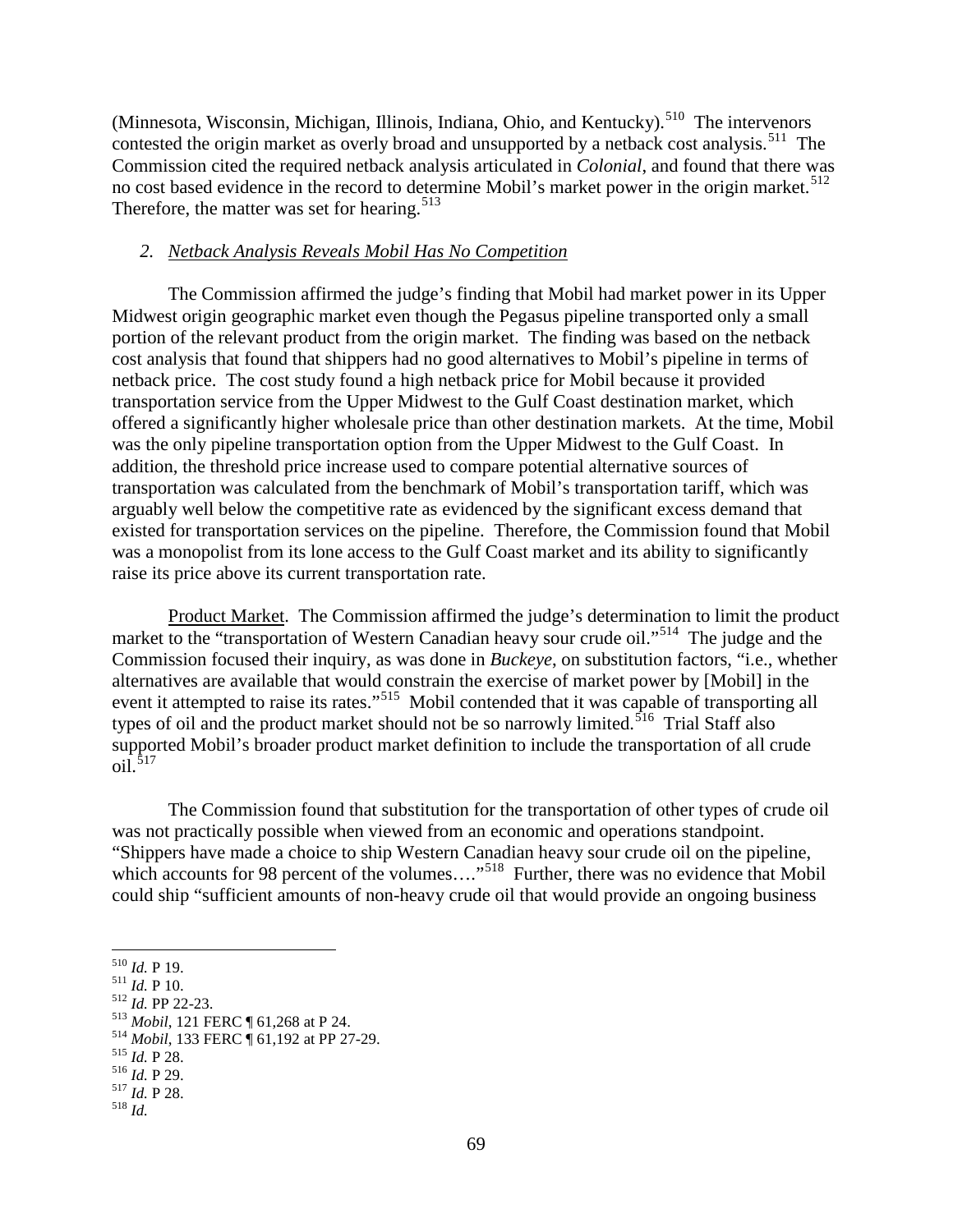(Minnesota, Wisconsin, Michigan, Illinois, Indiana, Ohio, and Kentucky).[510] The intervenors contested the origin market as overly broad and unsupported by a netback cost analysis.[511] The Commission cited the required netback analysis articulated in *Colonial*, and found that there was no cost based evidence in the record to determine Mobil's market power in the origin market.[512] Therefore, the matter was set for hearing.[513]

### *2. Netback Analysis Reveals Mobil Has No Competition*

The Commission affirmed the judge's finding that Mobil had market power in its Upper Midwest origin geographic market even though the Pegasus pipeline transported only a small portion of the relevant product from the origin market. The finding was based on the netback cost analysis that found that shippers had no good alternatives to Mobil's pipeline in terms of netback price. The cost study found a high netback price for Mobil because it provided transportation service from the Upper Midwest to the Gulf Coast destination market, which offered a significantly higher wholesale price than other destination markets. At the time, Mobil was the only pipeline transportation option from the Upper Midwest to the Gulf Coast. In addition, the threshold price increase used to compare potential alternative sources of transportation was calculated from the benchmark of Mobil's transportation tariff, which was arguably well below the competitive rate as evidenced by the significant excess demand that existed for transportation services on the pipeline. Therefore, the Commission found that Mobil was a monopolist from its lone access to the Gulf Coast market and its ability to significantly raise its price above its current transportation rate.

Product Market. The Commission affirmed the judge's determination to limit the product market to the "transportation of Western Canadian heavy sour crude oil."[514] The judge and the Commission focused their inquiry, as was done in *Buckeye*, on substitution factors, "i.e., whether alternatives are available that would constrain the exercise of market power by [Mobil] in the event it attempted to raise its rates."[515] Mobil contended that it was capable of transporting all types of oil and the product market should not be so narrowly limited.[516] Trial Staff also supported Mobil's broader product market definition to include the transportation of all crude oil.[517]

The Commission found that substitution for the transportation of other types of crude oil was not practically possible when viewed from an economic and operations standpoint. "Shippers have made a choice to ship Western Canadian heavy sour crude oil on the pipeline, which accounts for 98 percent of the volumes…."[518] Further, there was no evidence that Mobil could ship "sufficient amounts of non-heavy crude oil that would provide an ongoing business

---

[510] *Id.* P 19.
[511] *Id.* P 10.
[512] *Id.* PP 22-23.
[513] *Mobil*, 121 FERC ¶ 61,268 at P 24.
[514] *Mobil*, 133 FERC ¶ 61,192 at PP 27-29.
[515] *Id.* P 28.
[516] *Id.* P 29.
[517] *Id.* P 28.
[518] *Id.*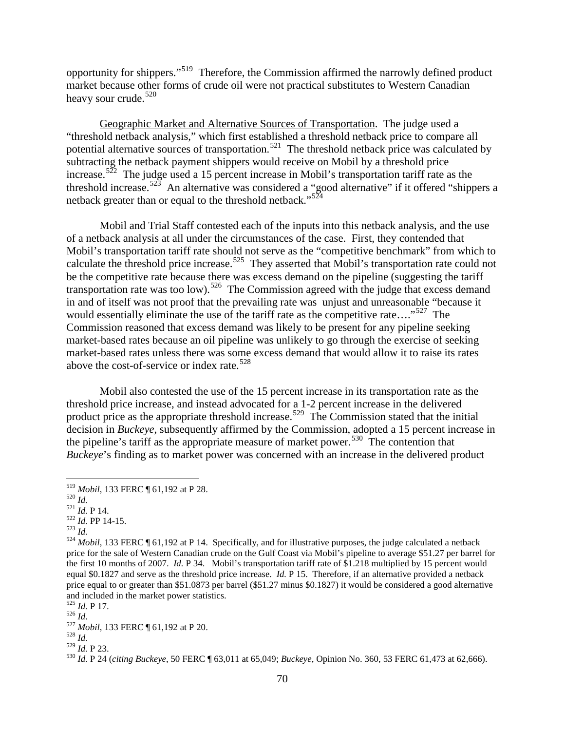opportunity for shippers."[519] Therefore, the Commission affirmed the narrowly defined product market because other forms of crude oil were not practical substitutes to Western Canadian heavy sour crude.[520]

Geographic Market and Alternative Sources of Transportation. The judge used a "threshold netback analysis," which first established a threshold netback price to compare all potential alternative sources of transportation.[521] The threshold netback price was calculated by subtracting the netback payment shippers would receive on Mobil by a threshold price increase.[522] The judge used a 15 percent increase in Mobil's transportation tariff rate as the threshold increase.[523] An alternative was considered a "good alternative" if it offered "shippers a netback greater than or equal to the threshold netback."[524]

Mobil and Trial Staff contested each of the inputs into this netback analysis, and the use of a netback analysis at all under the circumstances of the case. First, they contended that Mobil's transportation tariff rate should not serve as the "competitive benchmark" from which to calculate the threshold price increase.[525] They asserted that Mobil's transportation rate could not be the competitive rate because there was excess demand on the pipeline (suggesting the tariff transportation rate was too low).[526] The Commission agreed with the judge that excess demand in and of itself was not proof that the prevailing rate was unjust and unreasonable "because it would essentially eliminate the use of the tariff rate as the competitive rate…."[527] The Commission reasoned that excess demand was likely to be present for any pipeline seeking market-based rates because an oil pipeline was unlikely to go through the exercise of seeking market-based rates unless there was some excess demand that would allow it to raise its rates above the cost-of-service or index rate.[528]

Mobil also contested the use of the 15 percent increase in its transportation rate as the threshold price increase, and instead advocated for a 1-2 percent increase in the delivered product price as the appropriate threshold increase.[529] The Commission stated that the initial decision in *Buckeye*, subsequently affirmed by the Commission, adopted a 15 percent increase in the pipeline's tariff as the appropriate measure of market power.[530] The contention that *Buckeye*'s finding as to market power was concerned with an increase in the delivered product

---

[519] *Mobil*, 133 FERC ¶ 61,192 at P 28.

[520] *Id.*

[521] *Id.* P 14.

[522] *Id.* PP 14-15.

[523] *Id.*

[524] *Mobil*, 133 FERC ¶ 61,192 at P 14. Specifically, and for illustrative purposes, the judge calculated a netback price for the sale of Western Canadian crude on the Gulf Coast via Mobil's pipeline to average $51.27 per barrel for the first 10 months of 2007. *Id.* P 34. Mobil's transportation tariff rate of $1.218 multiplied by 15 percent would equal $0.1827 and serve as the threshold price increase. *Id.* P 15. Therefore, if an alternative provided a netback price equal to or greater than $51.0873 per barrel ($51.27 minus $0.1827) it would be considered a good alternative and included in the market power statistics.

[525] *Id.* P 17.

[526] *Id*.

[527] *Mobil*, 133 FERC ¶ 61,192 at P 20.

[528] *Id.*

[529] *Id.* P 23.

[530] *Id.* P 24 (*citing Buckeye*, 50 FERC ¶ 63,011 at 65,049; *Buckeye*, Opinion No. 360, 53 FERC 61,473 at 62,666).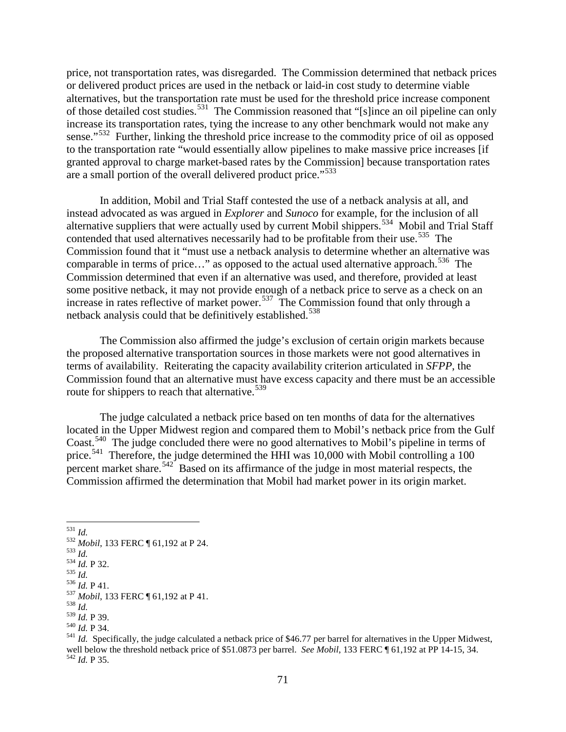price, not transportation rates, was disregarded. The Commission determined that netback prices or delivered product prices are used in the netback or laid-in cost study to determine viable alternatives, but the transportation rate must be used for the threshold price increase component of those detailed cost studies.[531] The Commission reasoned that "[s]ince an oil pipeline can only increase its transportation rates, tying the increase to any other benchmark would not make any sense."[532] Further, linking the threshold price increase to the commodity price of oil as opposed to the transportation rate "would essentially allow pipelines to make massive price increases [if granted approval to charge market-based rates by the Commission] because transportation rates are a small portion of the overall delivered product price."[533]

In addition, Mobil and Trial Staff contested the use of a netback analysis at all, and instead advocated as was argued in *Explorer* and *Sunoco* for example, for the inclusion of all alternative suppliers that were actually used by current Mobil shippers.[534] Mobil and Trial Staff contended that used alternatives necessarily had to be profitable from their use.[535] The Commission found that it "must use a netback analysis to determine whether an alternative was comparable in terms of price…" as opposed to the actual used alternative approach.[536] The Commission determined that even if an alternative was used, and therefore, provided at least some positive netback, it may not provide enough of a netback price to serve as a check on an increase in rates reflective of market power.[537] The Commission found that only through a netback analysis could that be definitively established.[538]

The Commission also affirmed the judge's exclusion of certain origin markets because the proposed alternative transportation sources in those markets were not good alternatives in terms of availability. Reiterating the capacity availability criterion articulated in *SFPP*, the Commission found that an alternative must have excess capacity and there must be an accessible route for shippers to reach that alternative.[539]

The judge calculated a netback price based on ten months of data for the alternatives located in the Upper Midwest region and compared them to Mobil's netback price from the Gulf Coast.[540] The judge concluded there were no good alternatives to Mobil's pipeline in terms of price.[541] Therefore, the judge determined the HHI was 10,000 with Mobil controlling a 100 percent market share.[542] Based on its affirmance of the judge in most material respects, the Commission affirmed the determination that Mobil had market power in its origin market.

---

[531] *Id.*

[532] *Mobil*, 133 FERC ¶ 61,192 at P 24.

[533] *Id.*

[534] *Id.* P 32.

[535] *Id.*

[536] *Id.* P 41.

[537] *Mobil*, 133 FERC ¶ 61,192 at P 41.

[538] *Id.*

[539] *Id.* P 39.

[540] *Id.* P 34.

[541] *Id.* Specifically, the judge calculated a netback price of $46.77 per barrel for alternatives in the Upper Midwest, well below the threshold netback price of $51.0873 per barrel. *See Mobil*, 133 FERC ¶ 61,192 at PP 14-15, 34.

[542] *Id.* P 35.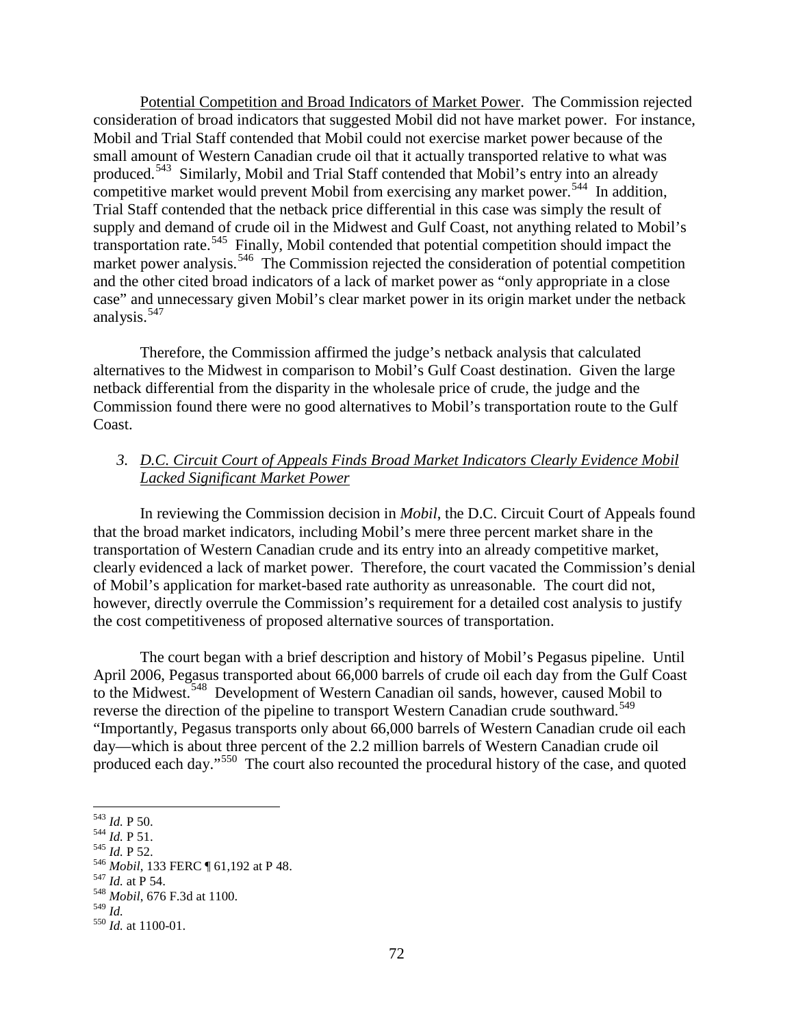Potential Competition and Broad Indicators of Market Power. The Commission rejected consideration of broad indicators that suggested Mobil did not have market power. For instance, Mobil and Trial Staff contended that Mobil could not exercise market power because of the small amount of Western Canadian crude oil that it actually transported relative to what was produced.[543] Similarly, Mobil and Trial Staff contended that Mobil's entry into an already competitive market would prevent Mobil from exercising any market power.[544] In addition, Trial Staff contended that the netback price differential in this case was simply the result of supply and demand of crude oil in the Midwest and Gulf Coast, not anything related to Mobil's transportation rate.[545] Finally, Mobil contended that potential competition should impact the market power analysis.[546] The Commission rejected the consideration of potential competition and the other cited broad indicators of a lack of market power as "only appropriate in a close case" and unnecessary given Mobil's clear market power in its origin market under the netback analysis.[547]

Therefore, the Commission affirmed the judge's netback analysis that calculated alternatives to the Midwest in comparison to Mobil's Gulf Coast destination. Given the large netback differential from the disparity in the wholesale price of crude, the judge and the Commission found there were no good alternatives to Mobil's transportation route to the Gulf Coast.

### 3. *D.C. Circuit Court of Appeals Finds Broad Market Indicators Clearly Evidence Mobil Lacked Significant Market Power*

In reviewing the Commission decision in *Mobil*, the D.C. Circuit Court of Appeals found that the broad market indicators, including Mobil's mere three percent market share in the transportation of Western Canadian crude and its entry into an already competitive market, clearly evidenced a lack of market power. Therefore, the court vacated the Commission's denial of Mobil's application for market-based rate authority as unreasonable. The court did not, however, directly overrule the Commission's requirement for a detailed cost analysis to justify the cost competitiveness of proposed alternative sources of transportation.

The court began with a brief description and history of Mobil's Pegasus pipeline. Until April 2006, Pegasus transported about 66,000 barrels of crude oil each day from the Gulf Coast to the Midwest.[548] Development of Western Canadian oil sands, however, caused Mobil to reverse the direction of the pipeline to transport Western Canadian crude southward.[549] "Importantly, Pegasus transports only about 66,000 barrels of Western Canadian crude oil each day—which is about three percent of the 2.2 million barrels of Western Canadian crude oil produced each day."[550] The court also recounted the procedural history of the case, and quoted

---

[543] *Id.* P 50.
[544] *Id.* P 51.
[545] *Id.* P 52.
[546] *Mobil*, 133 FERC ¶ 61,192 at P 48.
[547] *Id.* at P 54.
[548] *Mobil*, 676 F.3d at 1100.
[549] *Id.*
[550] *Id.* at 1100-01.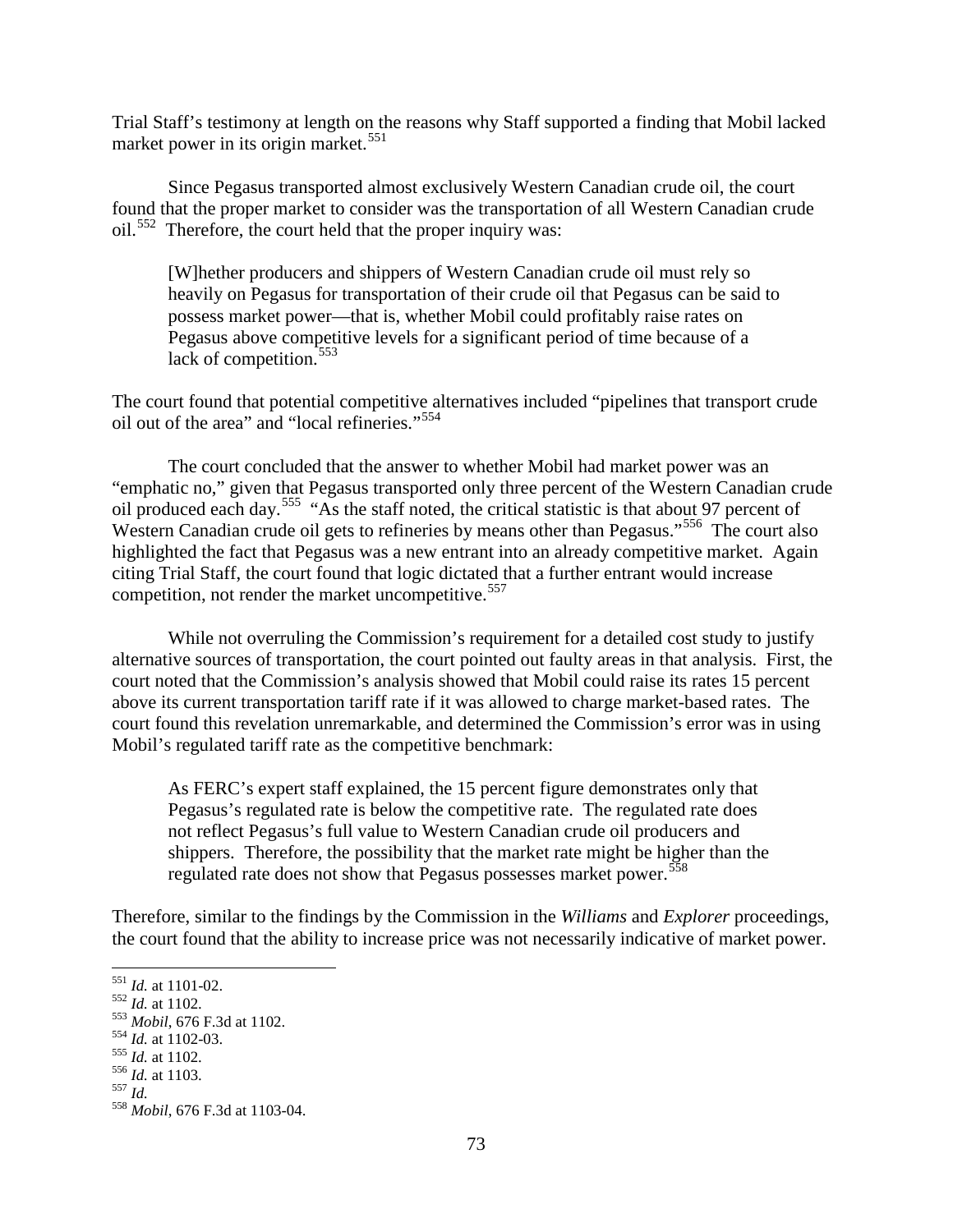Trial Staff's testimony at length on the reasons why Staff supported a finding that Mobil lacked market power in its origin market.[551]

Since Pegasus transported almost exclusively Western Canadian crude oil, the court found that the proper market to consider was the transportation of all Western Canadian crude oil.[552] Therefore, the court held that the proper inquiry was:

> [W]hether producers and shippers of Western Canadian crude oil must rely so heavily on Pegasus for transportation of their crude oil that Pegasus can be said to possess market power—that is, whether Mobil could profitably raise rates on Pegasus above competitive levels for a significant period of time because of a lack of competition.[553]

The court found that potential competitive alternatives included "pipelines that transport crude oil out of the area" and "local refineries."[554]

The court concluded that the answer to whether Mobil had market power was an "emphatic no," given that Pegasus transported only three percent of the Western Canadian crude oil produced each day.[555] "As the staff noted, the critical statistic is that about 97 percent of Western Canadian crude oil gets to refineries by means other than Pegasus."[556] The court also highlighted the fact that Pegasus was a new entrant into an already competitive market. Again citing Trial Staff, the court found that logic dictated that a further entrant would increase competition, not render the market uncompetitive.[557]

While not overruling the Commission's requirement for a detailed cost study to justify alternative sources of transportation, the court pointed out faulty areas in that analysis. First, the court noted that the Commission's analysis showed that Mobil could raise its rates 15 percent above its current transportation tariff rate if it was allowed to charge market-based rates. The court found this revelation unremarkable, and determined the Commission's error was in using Mobil's regulated tariff rate as the competitive benchmark:

> As FERC's expert staff explained, the 15 percent figure demonstrates only that Pegasus's regulated rate is below the competitive rate. The regulated rate does not reflect Pegasus's full value to Western Canadian crude oil producers and shippers. Therefore, the possibility that the market rate might be higher than the regulated rate does not show that Pegasus possesses market power.[558]

Therefore, similar to the findings by the Commission in the *Williams* and *Explorer* proceedings, the court found that the ability to increase price was not necessarily indicative of market power.

---

[551] *Id.* at 1101-02.
[552] *Id.* at 1102.
[553] *Mobil*, 676 F.3d at 1102.
[554] *Id.* at 1102-03.
[555] *Id.* at 1102.
[556] *Id.* at 1103.
[557] *Id.*
[558] *Mobil*, 676 F.3d at 1103-04.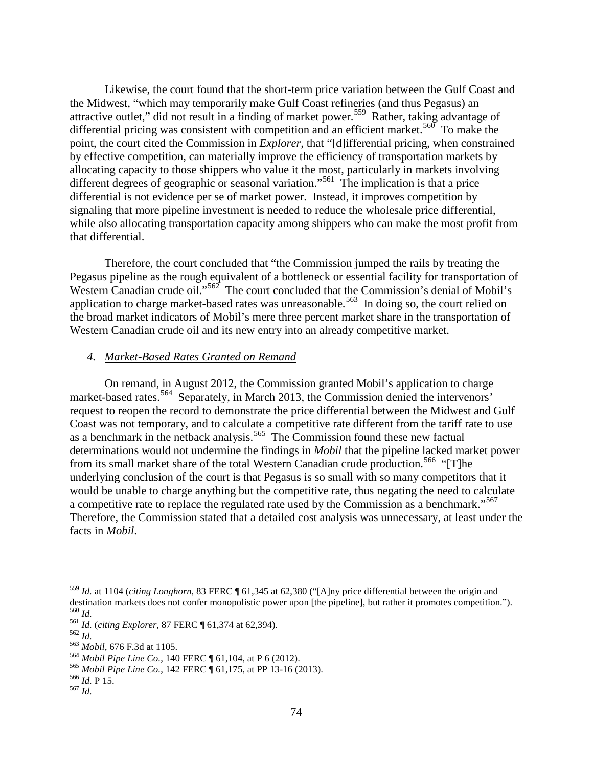Likewise, the court found that the short-term price variation between the Gulf Coast and the Midwest, "which may temporarily make Gulf Coast refineries (and thus Pegasus) an attractive outlet," did not result in a finding of market power.[559] Rather, taking advantage of differential pricing was consistent with competition and an efficient market.[560] To make the point, the court cited the Commission in *Explorer,* that "[d]ifferential pricing, when constrained by effective competition, can materially improve the efficiency of transportation markets by allocating capacity to those shippers who value it the most, particularly in markets involving different degrees of geographic or seasonal variation."[561] The implication is that a price differential is not evidence per se of market power. Instead, it improves competition by signaling that more pipeline investment is needed to reduce the wholesale price differential, while also allocating transportation capacity among shippers who can make the most profit from that differential.

Therefore, the court concluded that "the Commission jumped the rails by treating the Pegasus pipeline as the rough equivalent of a bottleneck or essential facility for transportation of Western Canadian crude oil."[562] The court concluded that the Commission's denial of Mobil's application to charge market-based rates was unreasonable.[563] In doing so, the court relied on the broad market indicators of Mobil's mere three percent market share in the transportation of Western Canadian crude oil and its new entry into an already competitive market.

### *4. Market-Based Rates Granted on Remand*

On remand, in August 2012, the Commission granted Mobil's application to charge market-based rates.[564] Separately, in March 2013, the Commission denied the intervenors' request to reopen the record to demonstrate the price differential between the Midwest and Gulf Coast was not temporary, and to calculate a competitive rate different from the tariff rate to use as a benchmark in the netback analysis.[565] The Commission found these new factual determinations would not undermine the findings in *Mobil* that the pipeline lacked market power from its small market share of the total Western Canadian crude production.[566] "[T]he underlying conclusion of the court is that Pegasus is so small with so many competitors that it would be unable to charge anything but the competitive rate, thus negating the need to calculate a competitive rate to replace the regulated rate used by the Commission as a benchmark."[567] Therefore, the Commission stated that a detailed cost analysis was unnecessary, at least under the facts in *Mobil*.

---

[559] *Id.* at 1104 (*citing Longhorn*, 83 FERC ¶ 61,345 at 62,380 ("[A]ny price differential between the origin and destination markets does not confer monopolistic power upon [the pipeline], but rather it promotes competition.").
[560] *Id.*
[561] *Id.* (*citing Explorer,* 87 FERC ¶ 61,374 at 62,394).
[562] *Id.*
[563] *Mobil*, 676 F.3d at 1105.
[564] *Mobil Pipe Line Co.*, 140 FERC ¶ 61,104, at P 6 (2012).
[565] *Mobil Pipe Line Co.*, 142 FERC ¶ 61,175, at PP 13-16 (2013).
[566] *Id.* P 15.
[567] *Id.*